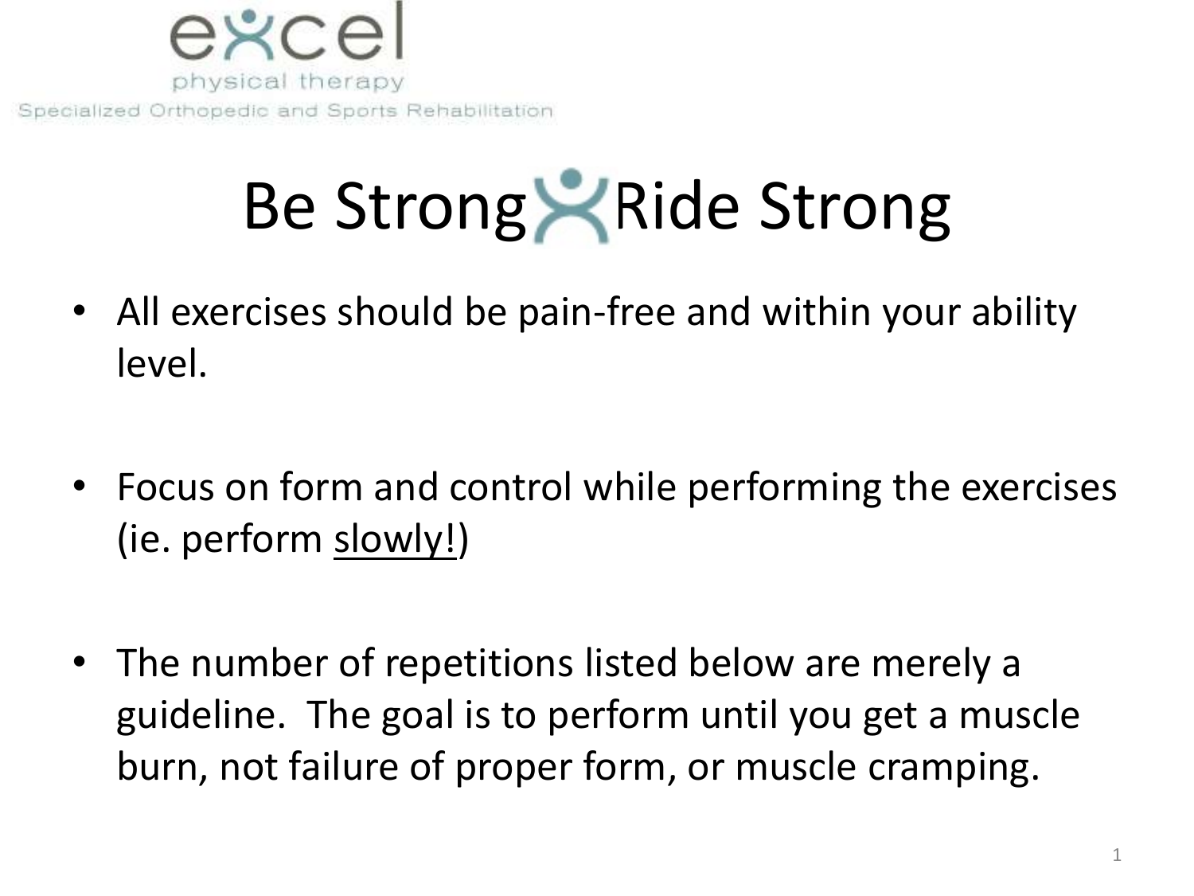excel
physical therapy
Specialized Orthopedic and Sports Rehabilitation

# Be Strong Ride Strong

- All exercises should be pain-free and within your ability level.

- Focus on form and control while performing the exercises (ie. perform <u>slowly!</u>)

- The number of repetitions listed below are merely a guideline. The goal is to perform until you get a muscle burn, not failure of proper form, or muscle cramping.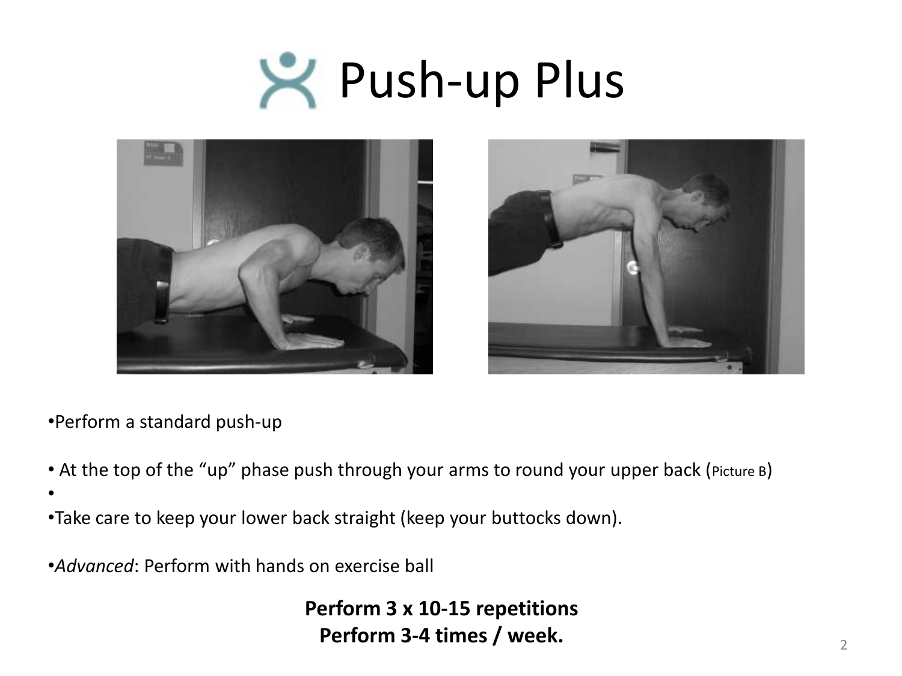# Push-up Plus

- Perform a standard push-up

- At the top of the "up" phase push through your arms to round your upper back (Picture B)

- Take care to keep your lower back straight (keep your buttocks down).

- *Advanced*: Perform with hands on exercise ball

**Perform 3 x 10-15 repetitions**
**Perform 3-4 times / week.**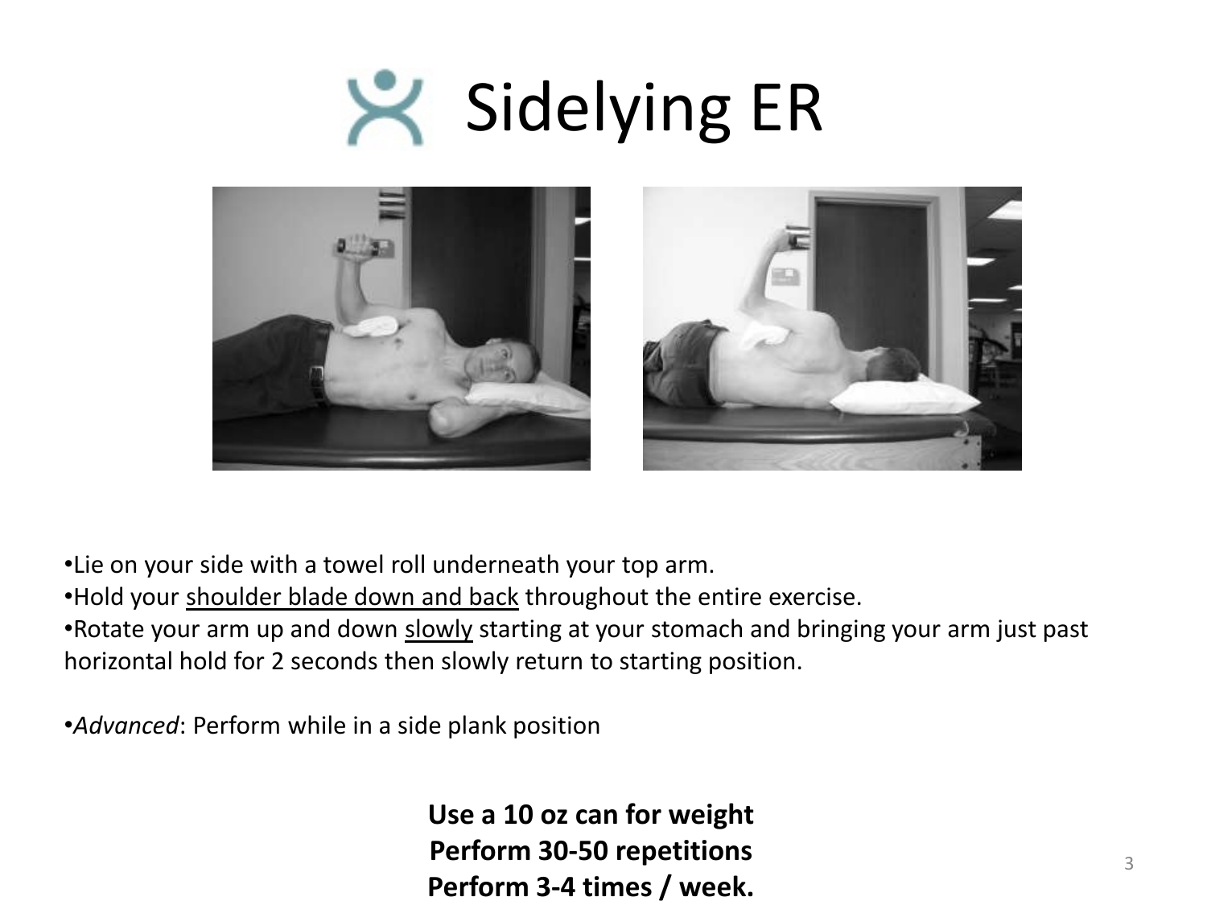# Sidelying ER

- Lie on your side with a towel roll underneath your top arm.
- Hold your <u>shoulder blade down and back</u> throughout the entire exercise.
- Rotate your arm up and down <u>slowly</u> starting at your stomach and bringing your arm just past horizontal hold for 2 seconds then slowly return to starting position.

- *Advanced*: Perform while in a side plank position

**Use a 10 oz can for weight**
**Perform 30-50 repetitions**
**Perform 3-4 times / week.**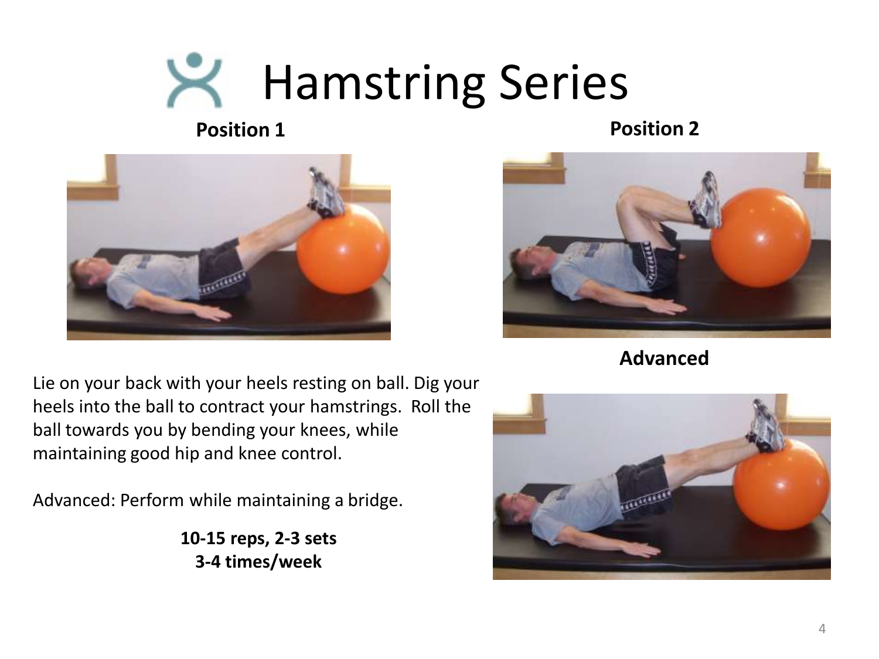# Hamstring Series

**Position 1**

**Position 2**

**Advanced**

Lie on your back with your heels resting on ball. Dig your heels into the ball to contract your hamstrings. Roll the ball towards you by bending your knees, while maintaining good hip and knee control.

Advanced: Perform while maintaining a bridge.

**10-15 reps, 2-3 sets**
**3-4 times/week**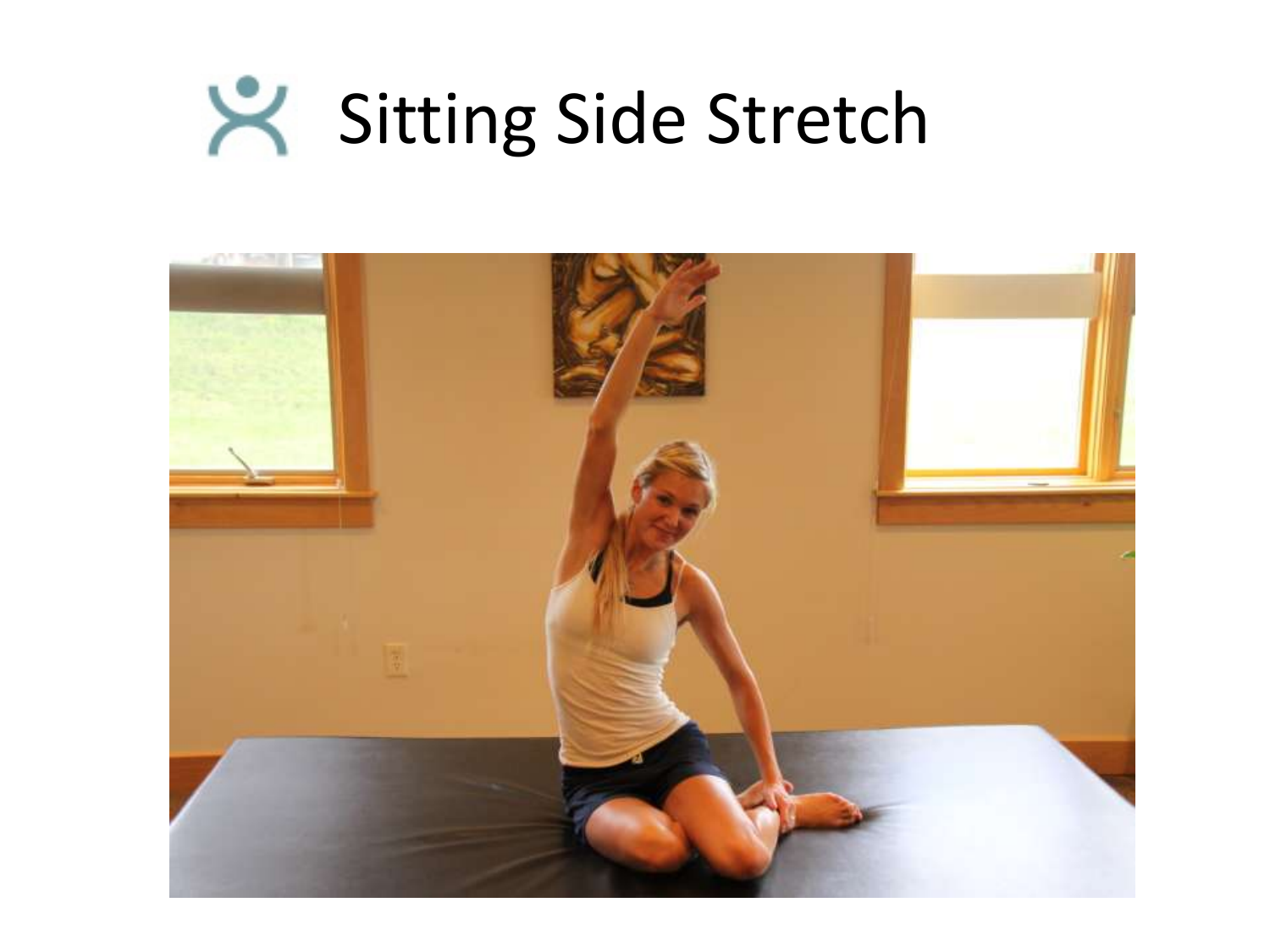# Sitting Side Stretch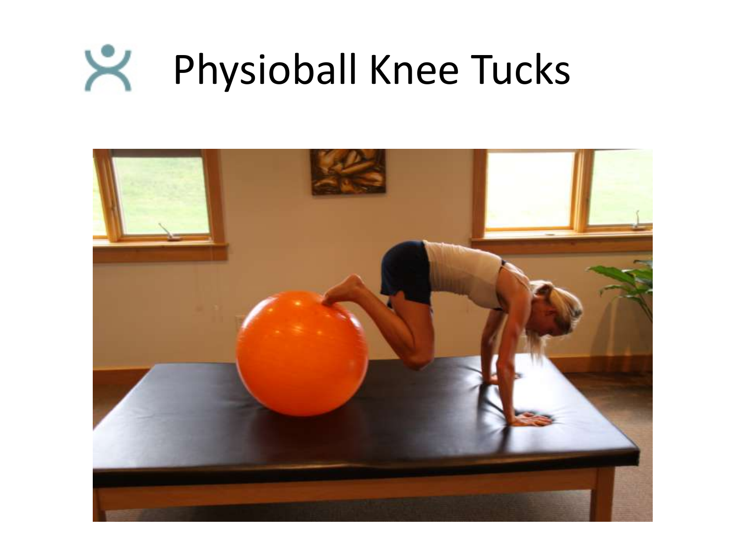# Physioball Knee Tucks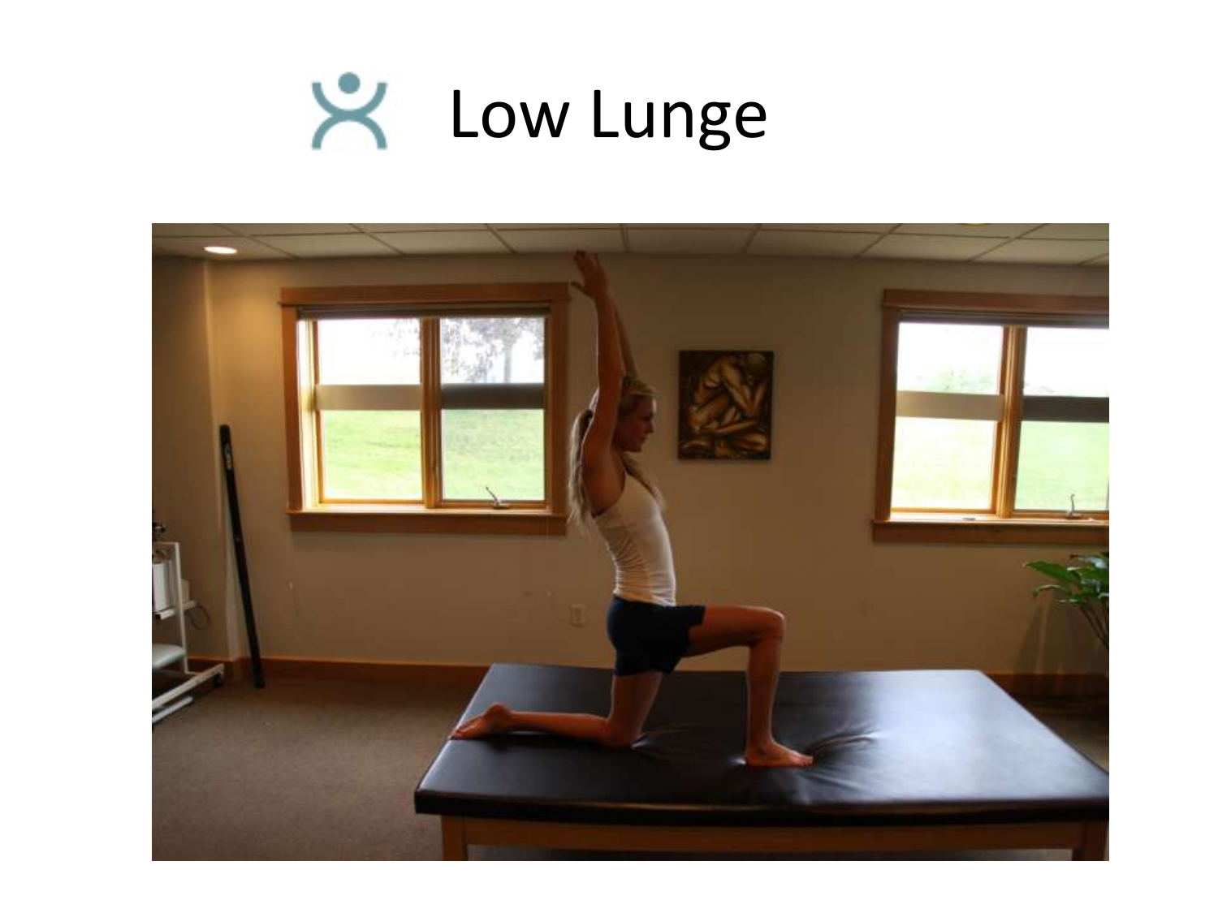# Low Lunge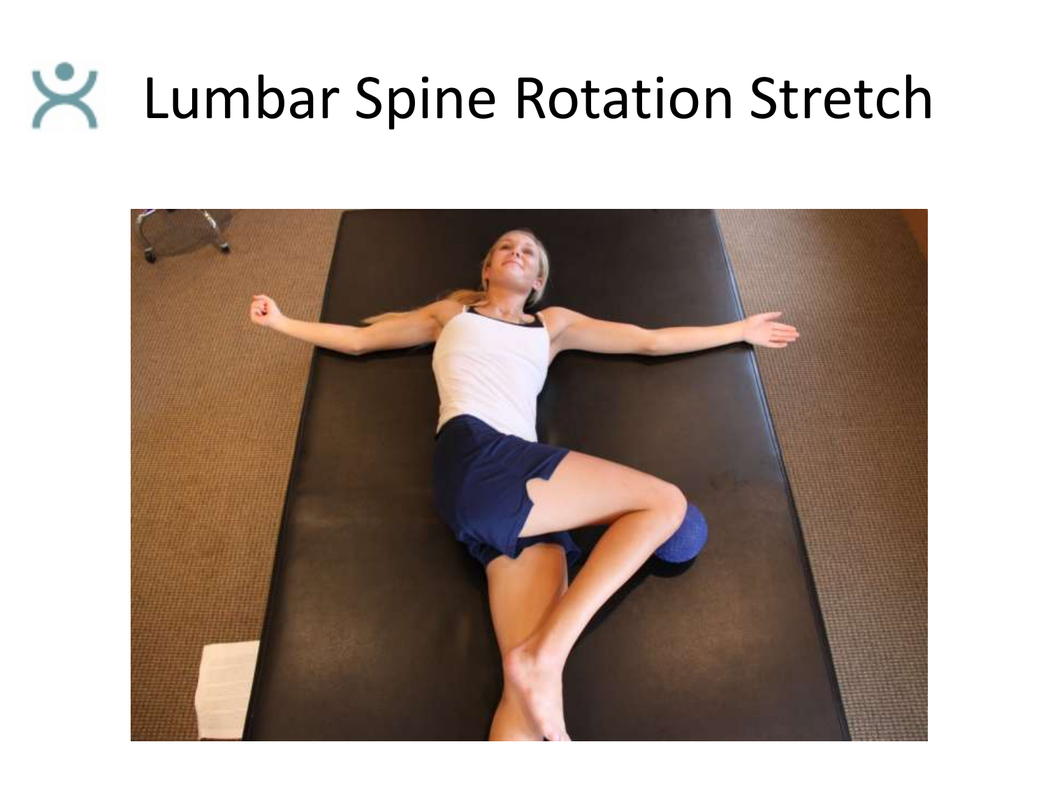# Lumbar Spine Rotation Stretch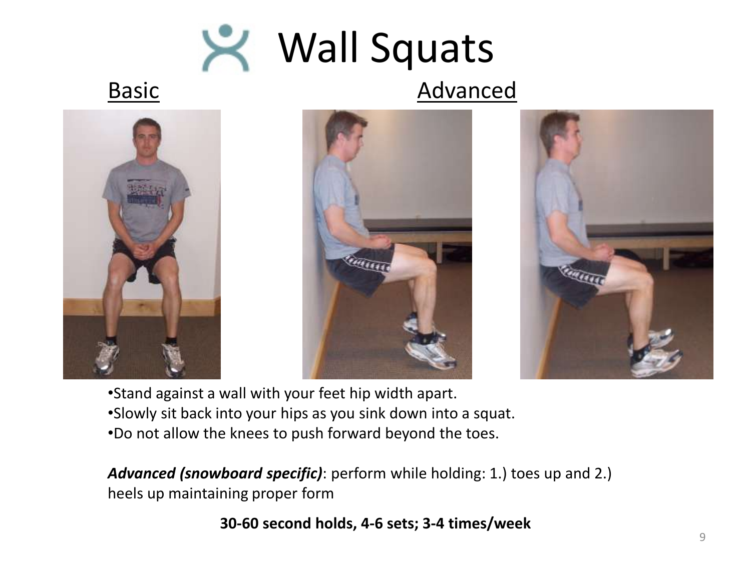# Wall Squats

Basic

Advanced

- Stand against a wall with your feet hip width apart.
- Slowly sit back into your hips as you sink down into a squat.
- Do not allow the knees to push forward beyond the toes.

***Advanced (snowboard specific)***: perform while holding: 1.) toes up and 2.) heels up maintaining proper form

**30-60 second holds, 4-6 sets; 3-4 times/week**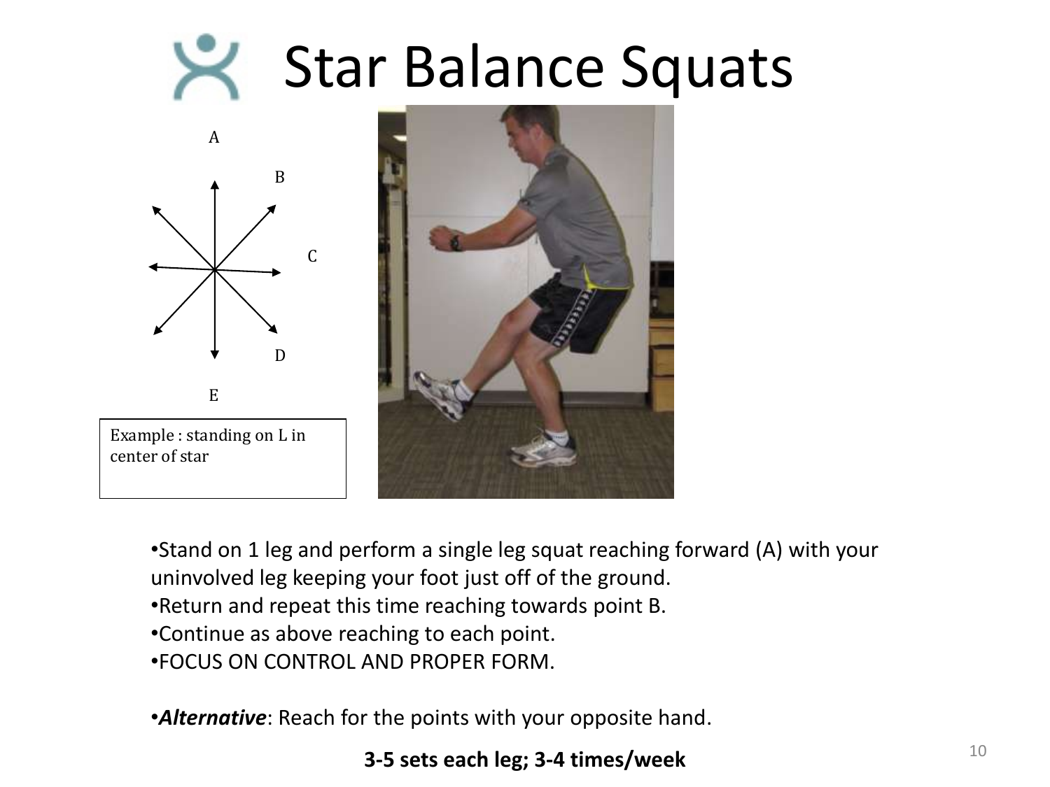# Star Balance Squats

A

B

C

D

E

Example : standing on L in center of star

- Stand on 1 leg and perform a single leg squat reaching forward (A) with your uninvolved leg keeping your foot just off of the ground.
- Return and repeat this time reaching towards point B.
- Continue as above reaching to each point.
- FOCUS ON CONTROL AND PROPER FORM.

- ***Alternative***: Reach for the points with your opposite hand.

**3-5 sets each leg; 3-4 times/week**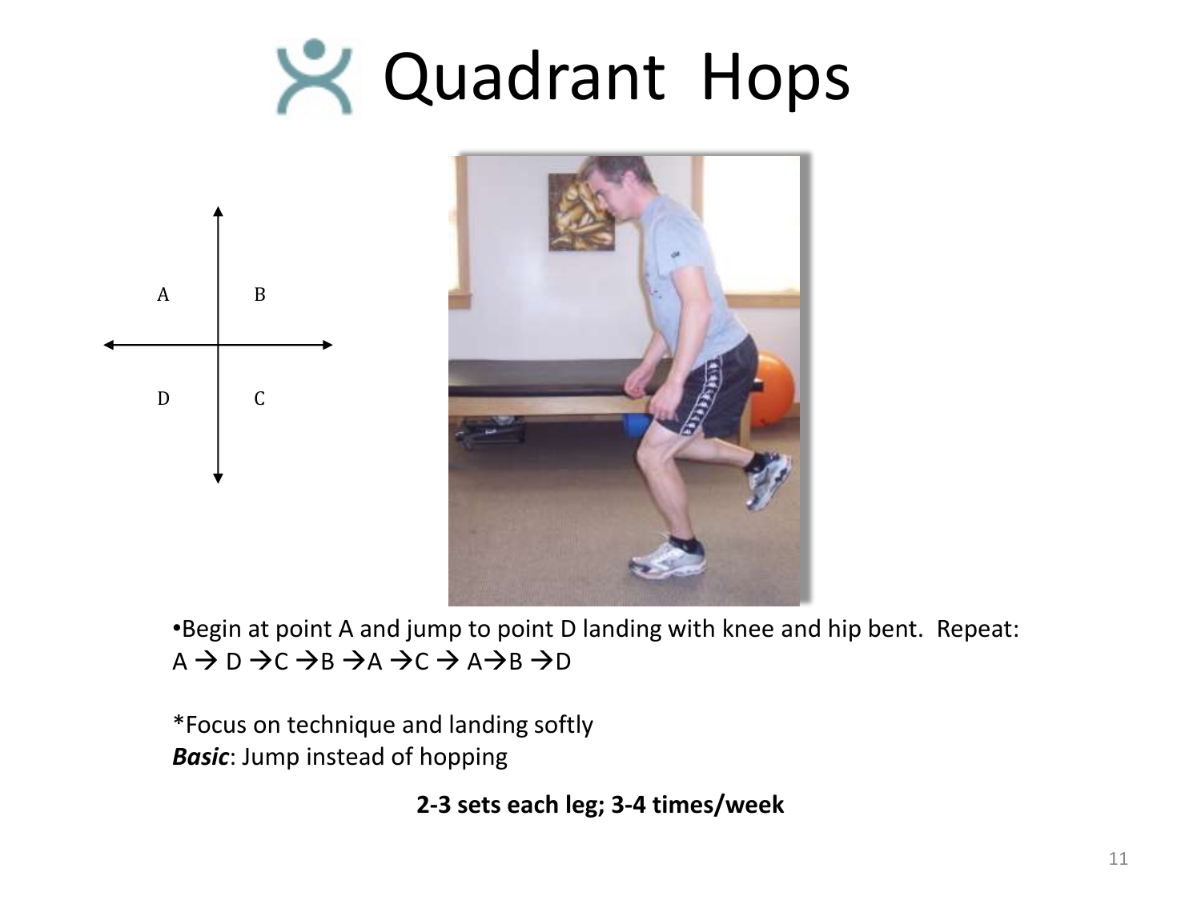# Quadrant Hops

A B

D C

•Begin at point A and jump to point D landing with knee and hip bent. Repeat: A → D →C →B →A →C → A→B →D

*Focus on technique and landing softly

***Basic***: Jump instead of hopping

**2-3 sets each leg; 3-4 times/week**